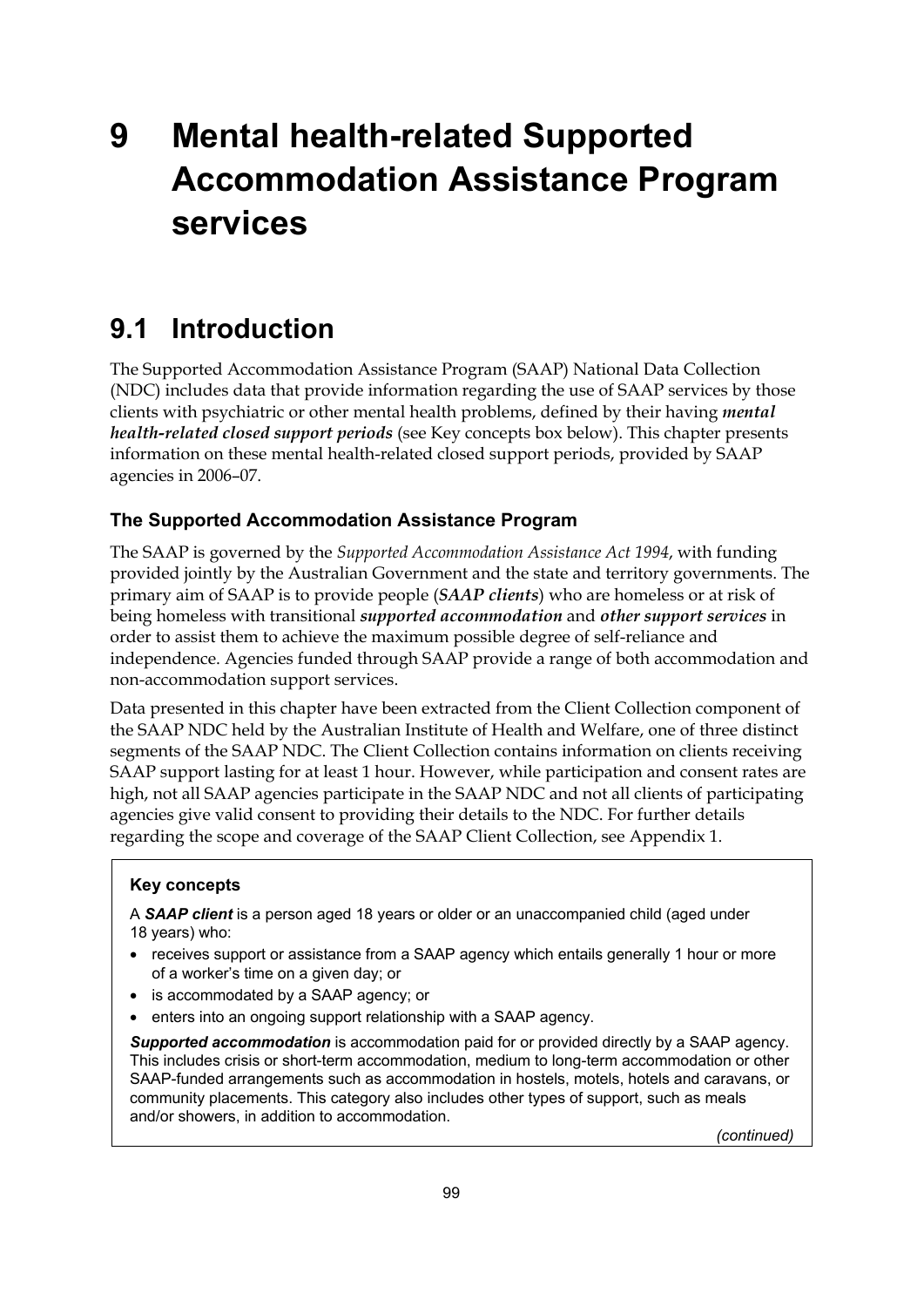# 9 Mental health-related Supported Accommodation Assistance Program services

## 9.1 Introduction

The Supported Accommodation Assistance Program (SAAP) National Data Collection (NDC) includes data that provide information regarding the use of SAAP services by those clients with psychiatric or other mental health problems, defined by their having ***mental health-related closed support periods*** (see Key concepts box below). This chapter presents information on these mental health-related closed support periods, provided by SAAP agencies in 2006–07.

### The Supported Accommodation Assistance Program

The SAAP is governed by the *Supported Accommodation Assistance Act 1994*, with funding provided jointly by the Australian Government and the state and territory governments. The primary aim of SAAP is to provide people (***SAAP clients***) who are homeless or at risk of being homeless with transitional ***supported accommodation*** and ***other support services*** in order to assist them to achieve the maximum possible degree of self-reliance and independence. Agencies funded through SAAP provide a range of both accommodation and non-accommodation support services.

Data presented in this chapter have been extracted from the Client Collection component of the SAAP NDC held by the Australian Institute of Health and Welfare, one of three distinct segments of the SAAP NDC. The Client Collection contains information on clients receiving SAAP support lasting for at least 1 hour. However, while participation and consent rates are high, not all SAAP agencies participate in the SAAP NDC and not all clients of participating agencies give valid consent to providing their details to the NDC. For further details regarding the scope and coverage of the SAAP Client Collection, see Appendix 1.

**Key concepts**

A ***SAAP client*** is a person aged 18 years or older or an unaccompanied child (aged under 18 years) who:

- receives support or assistance from a SAAP agency which entails generally 1 hour or more of a worker's time on a given day; or
- is accommodated by a SAAP agency; or
- enters into an ongoing support relationship with a SAAP agency.

***Supported accommodation*** is accommodation paid for or provided directly by a SAAP agency. This includes crisis or short-term accommodation, medium to long-term accommodation or other SAAP-funded arrangements such as accommodation in hostels, motels, hotels and caravans, or community placements. This category also includes other types of support, such as meals and/or showers, in addition to accommodation.

*(continued)*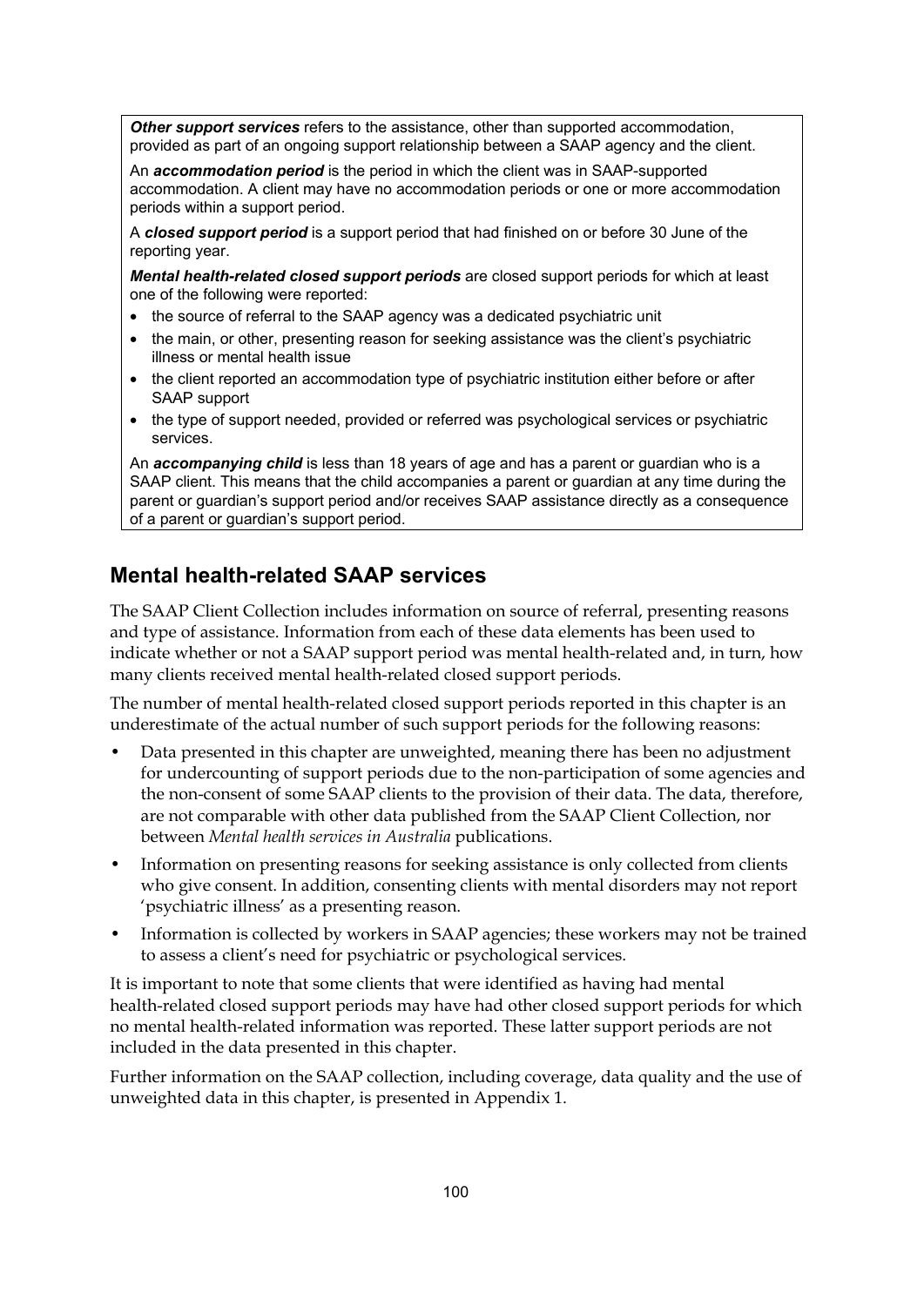***Other support services*** refers to the assistance, other than supported accommodation, provided as part of an ongoing support relationship between a SAAP agency and the client.

An ***accommodation period*** is the period in which the client was in SAAP-supported accommodation. A client may have no accommodation periods or one or more accommodation periods within a support period.

A ***closed support period*** is a support period that had finished on or before 30 June of the reporting year.

***Mental health-related closed support periods*** are closed support periods for which at least one of the following were reported:

- the source of referral to the SAAP agency was a dedicated psychiatric unit
- the main, or other, presenting reason for seeking assistance was the client's psychiatric illness or mental health issue
- the client reported an accommodation type of psychiatric institution either before or after SAAP support
- the type of support needed, provided or referred was psychological services or psychiatric services.

An ***accompanying child*** is less than 18 years of age and has a parent or guardian who is a SAAP client. This means that the child accompanies a parent or guardian at any time during the parent or guardian's support period and/or receives SAAP assistance directly as a consequence of a parent or guardian's support period.

## Mental health-related SAAP services

The SAAP Client Collection includes information on source of referral, presenting reasons and type of assistance. Information from each of these data elements has been used to indicate whether or not a SAAP support period was mental health-related and, in turn, how many clients received mental health-related closed support periods.

The number of mental health-related closed support periods reported in this chapter is an underestimate of the actual number of such support periods for the following reasons:

- Data presented in this chapter are unweighted, meaning there has been no adjustment for undercounting of support periods due to the non-participation of some agencies and the non-consent of some SAAP clients to the provision of their data. The data, therefore, are not comparable with other data published from the SAAP Client Collection, nor between *Mental health services in Australia* publications.
- Information on presenting reasons for seeking assistance is only collected from clients who give consent. In addition, consenting clients with mental disorders may not report 'psychiatric illness' as a presenting reason.
- Information is collected by workers in SAAP agencies; these workers may not be trained to assess a client's need for psychiatric or psychological services.

It is important to note that some clients that were identified as having had mental health-related closed support periods may have had other closed support periods for which no mental health-related information was reported. These latter support periods are not included in the data presented in this chapter.

Further information on the SAAP collection, including coverage, data quality and the use of unweighted data in this chapter, is presented in Appendix 1.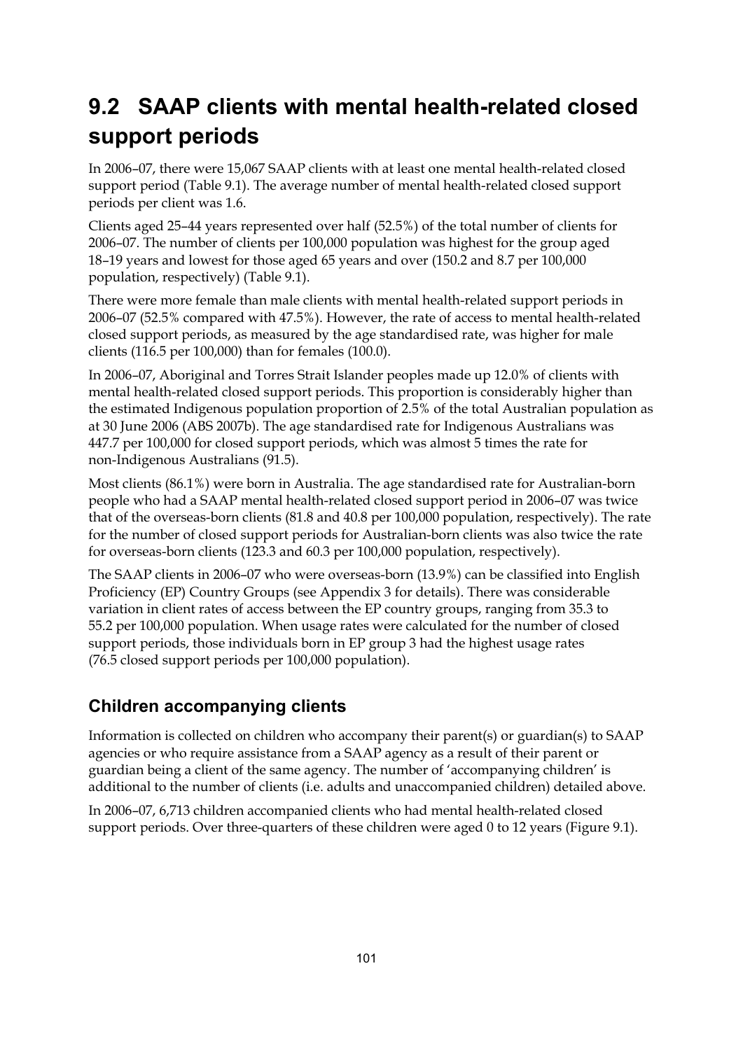## 9.2 SAAP clients with mental health-related closed support periods

In 2006–07, there were 15,067 SAAP clients with at least one mental health-related closed support period (Table 9.1). The average number of mental health-related closed support periods per client was 1.6.

Clients aged 25–44 years represented over half (52.5%) of the total number of clients for 2006–07. The number of clients per 100,000 population was highest for the group aged 18–19 years and lowest for those aged 65 years and over (150.2 and 8.7 per 100,000 population, respectively) (Table 9.1).

There were more female than male clients with mental health-related support periods in 2006–07 (52.5% compared with 47.5%). However, the rate of access to mental health-related closed support periods, as measured by the age standardised rate, was higher for male clients (116.5 per 100,000) than for females (100.0).

In 2006–07, Aboriginal and Torres Strait Islander peoples made up 12.0% of clients with mental health-related closed support periods. This proportion is considerably higher than the estimated Indigenous population proportion of 2.5% of the total Australian population as at 30 June 2006 (ABS 2007b). The age standardised rate for Indigenous Australians was 447.7 per 100,000 for closed support periods, which was almost 5 times the rate for non-Indigenous Australians (91.5).

Most clients (86.1%) were born in Australia. The age standardised rate for Australian-born people who had a SAAP mental health-related closed support period in 2006–07 was twice that of the overseas-born clients (81.8 and 40.8 per 100,000 population, respectively). The rate for the number of closed support periods for Australian-born clients was also twice the rate for overseas-born clients (123.3 and 60.3 per 100,000 population, respectively).

The SAAP clients in 2006–07 who were overseas-born (13.9%) can be classified into English Proficiency (EP) Country Groups (see Appendix 3 for details). There was considerable variation in client rates of access between the EP country groups, ranging from 35.3 to 55.2 per 100,000 population. When usage rates were calculated for the number of closed support periods, those individuals born in EP group 3 had the highest usage rates (76.5 closed support periods per 100,000 population).

### Children accompanying clients

Information is collected on children who accompany their parent(s) or guardian(s) to SAAP agencies or who require assistance from a SAAP agency as a result of their parent or guardian being a client of the same agency. The number of 'accompanying children' is additional to the number of clients (i.e. adults and unaccompanied children) detailed above.

In 2006–07, 6,713 children accompanied clients who had mental health-related closed support periods. Over three-quarters of these children were aged 0 to 12 years (Figure 9.1).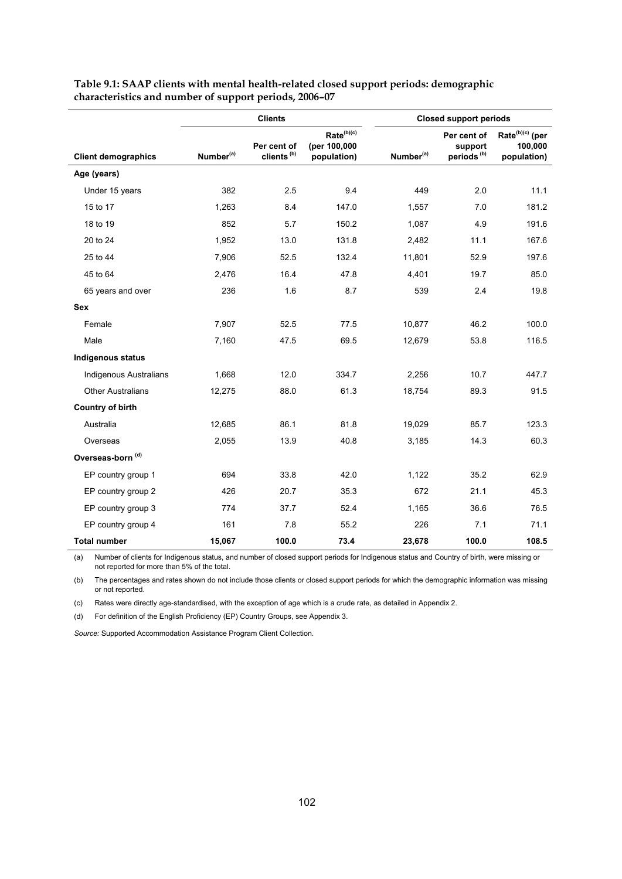**Table 9.1: SAAP clients with mental health-related closed support periods: demographic characteristics and number of support periods, 2006–07**

| | Clients | | | Closed support periods | | |
|---|---|---|---|---|---|---|
| **Client demographics** | Number[(a)] | Per cent of clients [(b)] | Rate[(b)(c)] (per 100,000 population) | Number[(a)] | Per cent of support periods [(b)] | Rate[(b)(c)] (per 100,000 population) |
| **Age (years)** | | | | | | |
| Under 15 years | 382 | 2.5 | 9.4 | 449 | 2.0 | 11.1 |
| 15 to 17 | 1,263 | 8.4 | 147.0 | 1,557 | 7.0 | 181.2 |
| 18 to 19 | 852 | 5.7 | 150.2 | 1,087 | 4.9 | 191.6 |
| 20 to 24 | 1,952 | 13.0 | 131.8 | 2,482 | 11.1 | 167.6 |
| 25 to 44 | 7,906 | 52.5 | 132.4 | 11,801 | 52.9 | 197.6 |
| 45 to 64 | 2,476 | 16.4 | 47.8 | 4,401 | 19.7 | 85.0 |
| 65 years and over | 236 | 1.6 | 8.7 | 539 | 2.4 | 19.8 |
| **Sex** | | | | | | |
| Female | 7,907 | 52.5 | 77.5 | 10,877 | 46.2 | 100.0 |
| Male | 7,160 | 47.5 | 69.5 | 12,679 | 53.8 | 116.5 |
| **Indigenous status** | | | | | | |
| Indigenous Australians | 1,668 | 12.0 | 334.7 | 2,256 | 10.7 | 447.7 |
| Other Australians | 12,275 | 88.0 | 61.3 | 18,754 | 89.3 | 91.5 |
| **Country of birth** | | | | | | |
| Australia | 12,685 | 86.1 | 81.8 | 19,029 | 85.7 | 123.3 |
| Overseas | 2,055 | 13.9 | 40.8 | 3,185 | 14.3 | 60.3 |
| **Overseas-born [(d)]** | | | | | | |
| EP country group 1 | 694 | 33.8 | 42.0 | 1,122 | 35.2 | 62.9 |
| EP country group 2 | 426 | 20.7 | 35.3 | 672 | 21.1 | 45.3 |
| EP country group 3 | 774 | 37.7 | 52.4 | 1,165 | 36.6 | 76.5 |
| EP country group 4 | 161 | 7.8 | 55.2 | 226 | 7.1 | 71.1 |
| **Total number** | **15,067** | **100.0** | **73.4** | **23,678** | **100.0** | **108.5** |

(a) Number of clients for Indigenous status, and number of closed support periods for Indigenous status and Country of birth, were missing or not reported for more than 5% of the total.

(b) The percentages and rates shown do not include those clients or closed support periods for which the demographic information was missing or not reported.

(c) Rates were directly age-standardised, with the exception of age which is a crude rate, as detailed in Appendix 2.

(d) For definition of the English Proficiency (EP) Country Groups, see Appendix 3.

*Source:* Supported Accommodation Assistance Program Client Collection.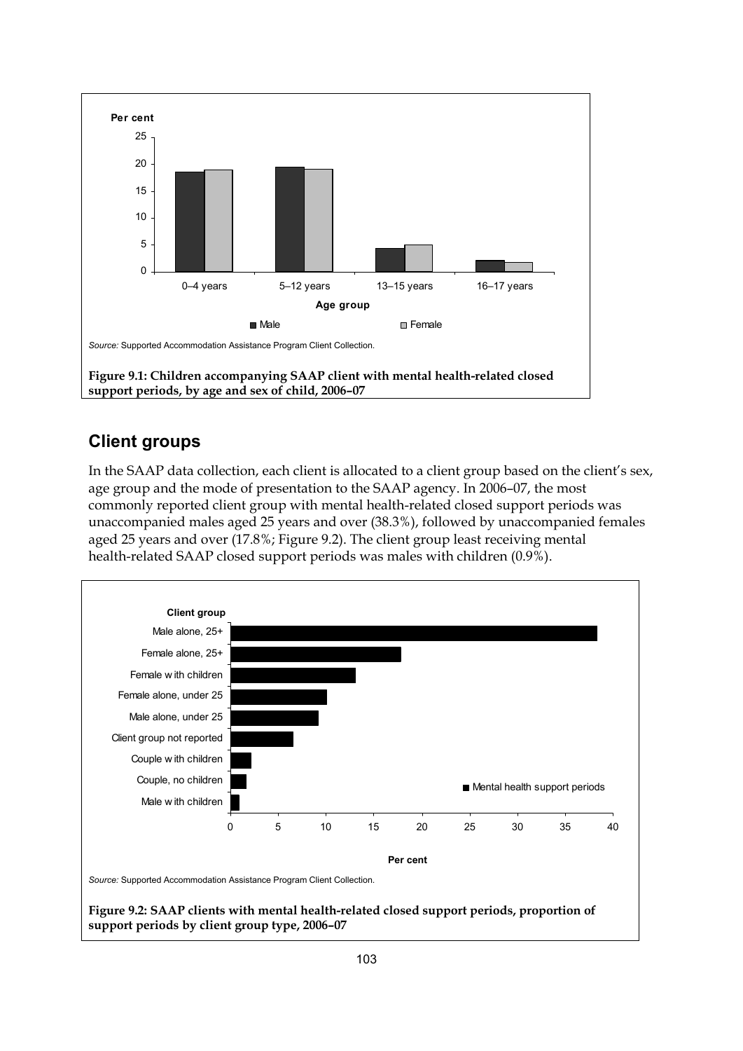Source: Supported Accommodation Assistance Program Client Collection.

**Figure 9.1: Children accompanying SAAP client with mental health-related closed support periods, by age and sex of child, 2006–07**

## Client groups

In the SAAP data collection, each client is allocated to a client group based on the client's sex, age group and the mode of presentation to the SAAP agency. In 2006–07, the most commonly reported client group with mental health-related closed support periods was unaccompanied males aged 25 years and over (38.3%), followed by unaccompanied females aged 25 years and over (17.8%; Figure 9.2). The client group least receiving mental health-related SAAP closed support periods was males with children (0.9%).

Source: Supported Accommodation Assistance Program Client Collection.

**Figure 9.2: SAAP clients with mental health-related closed support periods, proportion of support periods by client group type, 2006–07**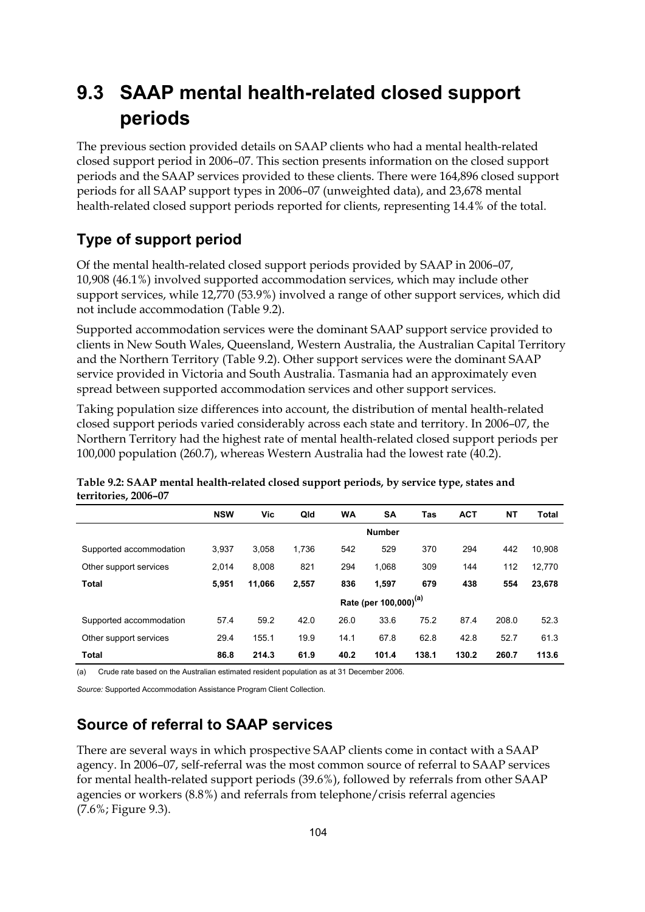# 9.3 SAAP mental health-related closed support periods

The previous section provided details on SAAP clients who had a mental health-related closed support period in 2006–07. This section presents information on the closed support periods and the SAAP services provided to these clients. There were 164,896 closed support periods for all SAAP support types in 2006–07 (unweighted data), and 23,678 mental health-related closed support periods reported for clients, representing 14.4% of the total.

## Type of support period

Of the mental health-related closed support periods provided by SAAP in 2006–07, 10,908 (46.1%) involved supported accommodation services, which may include other support services, while 12,770 (53.9%) involved a range of other support services, which did not include accommodation (Table 9.2).

Supported accommodation services were the dominant SAAP support service provided to clients in New South Wales, Queensland, Western Australia, the Australian Capital Territory and the Northern Territory (Table 9.2). Other support services were the dominant SAAP service provided in Victoria and South Australia. Tasmania had an approximately even spread between supported accommodation services and other support services.

Taking population size differences into account, the distribution of mental health-related closed support periods varied considerably across each state and territory. In 2006–07, the Northern Territory had the highest rate of mental health-related closed support periods per 100,000 population (260.7), whereas Western Australia had the lowest rate (40.2).

**Table 9.2: SAAP mental health-related closed support periods, by service type, states and territories, 2006–07**

| | NSW | Vic | Qld | WA | SA | Tas | ACT | NT | Total |
|---|---|---|---|---|---|---|---|---|---|
| | | | | | **Number** | | | | |
| Supported accommodation | 3,937 | 3,058 | 1,736 | 542 | 529 | 370 | 294 | 442 | 10,908 |
| Other support services | 2,014 | 8,008 | 821 | 294 | 1,068 | 309 | 144 | 112 | 12,770 |
| **Total** | **5,951** | **11,066** | **2,557** | **836** | **1,597** | **679** | **438** | **554** | **23,678** |
| | | | | | **Rate (per 100,000)[(a)]** | | | | |
| Supported accommodation | 57.4 | 59.2 | 42.0 | 26.0 | 33.6 | 75.2 | 87.4 | 208.0 | 52.3 |
| Other support services | 29.4 | 155.1 | 19.9 | 14.1 | 67.8 | 62.8 | 42.8 | 52.7 | 61.3 |
| **Total** | **86.8** | **214.3** | **61.9** | **40.2** | **101.4** | **138.1** | **130.2** | **260.7** | **113.6** |

(a) Crude rate based on the Australian estimated resident population as at 31 December 2006.

*Source:* Supported Accommodation Assistance Program Client Collection.

## Source of referral to SAAP services

There are several ways in which prospective SAAP clients come in contact with a SAAP agency. In 2006–07, self-referral was the most common source of referral to SAAP services for mental health-related support periods (39.6%), followed by referrals from other SAAP agencies or workers (8.8%) and referrals from telephone/crisis referral agencies (7.6%; Figure 9.3).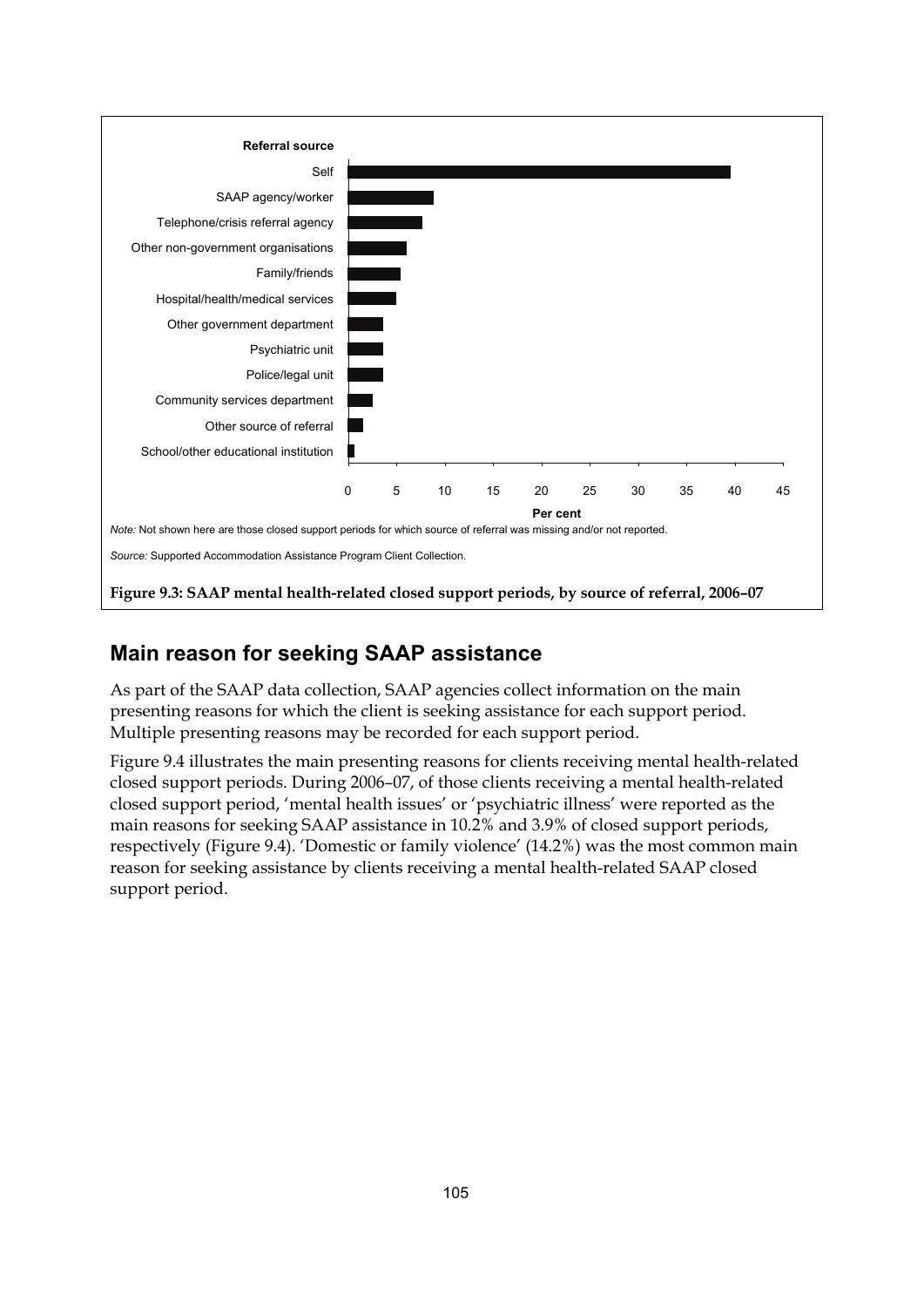Note: Not shown here are those closed support periods for which source of referral was missing and/or not reported.

Source: Supported Accommodation Assistance Program Client Collection.

**Figure 9.3: SAAP mental health-related closed support periods, by source of referral, 2006–07**

## Main reason for seeking SAAP assistance

As part of the SAAP data collection, SAAP agencies collect information on the main presenting reasons for which the client is seeking assistance for each support period. Multiple presenting reasons may be recorded for each support period.

Figure 9.4 illustrates the main presenting reasons for clients receiving mental health-related closed support periods. During 2006–07, of those clients receiving a mental health-related closed support period, 'mental health issues' or 'psychiatric illness' were reported as the main reasons for seeking SAAP assistance in 10.2% and 3.9% of closed support periods, respectively (Figure 9.4). 'Domestic or family violence' (14.2%) was the most common main reason for seeking assistance by clients receiving a mental health-related SAAP closed support period.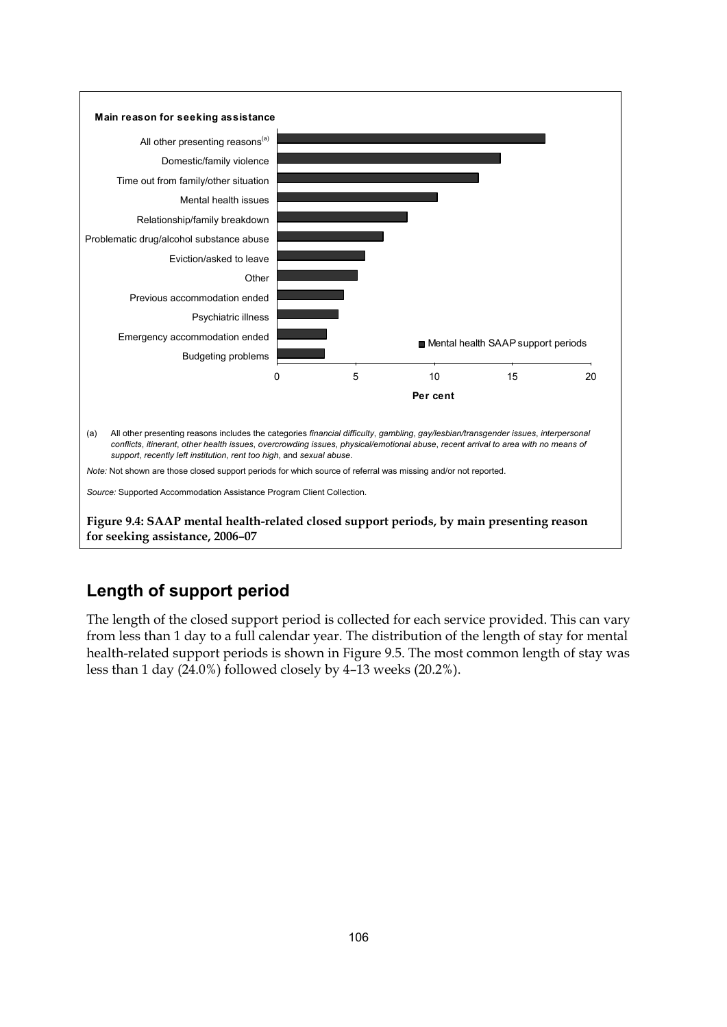**Main reason for seeking assistance**

| Main reason for seeking assistance | Mental health SAAP support periods (per cent) |
| --- | --- |
| All other presenting reasons[(a)] | 17.0 |
| Domestic/family violence | 14.2 |
| Time out from family/other situation | 12.8 |
| Mental health issues | 10.2 |
| Relationship/family breakdown | 8.3 |
| Problematic drug/alcohol substance abuse | 6.7 |
| Eviction/asked to leave | 5.6 |
| Other | 5.1 |
| Previous accommodation ended | 4.2 |
| Psychiatric illness | 3.9 |
| Emergency accommodation ended | 3.1 |
| Budgeting problems | 3.0 |

(a) All other presenting reasons includes the categories *financial difficulty*, *gambling*, *gay/lesbian/transgender issues*, *interpersonal conflicts*, *itinerant*, *other health issues*, *overcrowding issues*, *physical/emotional abuse*, *recent arrival to area with no means of support*, *recently left institution*, *rent too high*, and *sexual abuse*.

*Note:* Not shown are those closed support periods for which source of referral was missing and/or not reported.

*Source:* Supported Accommodation Assistance Program Client Collection.

**Figure 9.4: SAAP mental health-related closed support periods, by main presenting reason for seeking assistance, 2006–07**

## Length of support period

The length of the closed support period is collected for each service provided. This can vary from less than 1 day to a full calendar year. The distribution of the length of stay for mental health-related support periods is shown in Figure 9.5. The most common length of stay was less than 1 day (24.0%) followed closely by 4–13 weeks (20.2%).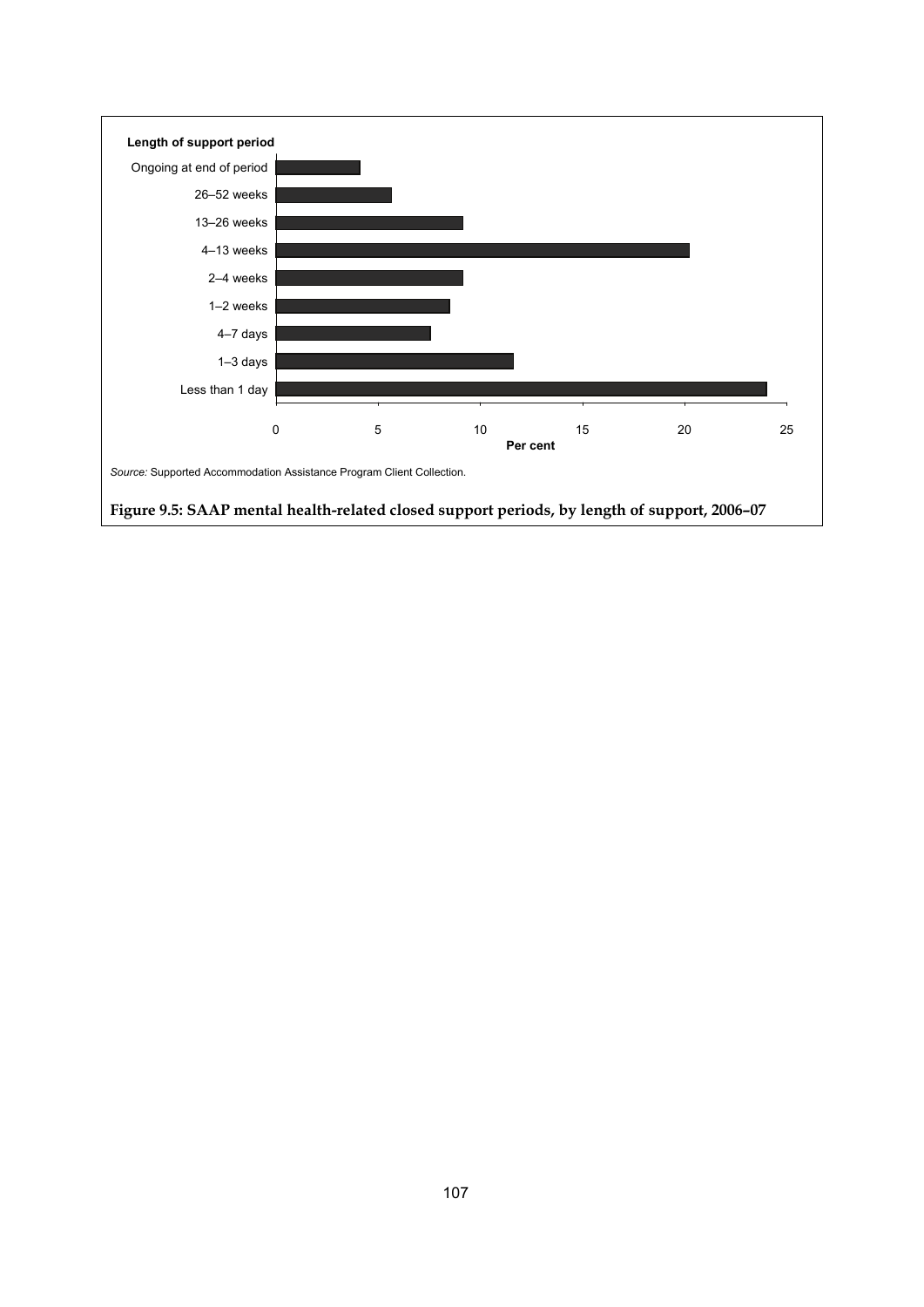Length of support period

Ongoing at end of period

26–52 weeks

13–26 weeks

4–13 weeks

2–4 weeks

1–2 weeks

4–7 days

1–3 days

Less than 1 day

0 5 10 15 20 25

Per cent

*Source:* Supported Accommodation Assistance Program Client Collection.

**Figure 9.5: SAAP mental health-related closed support periods, by length of support, 2006–07**